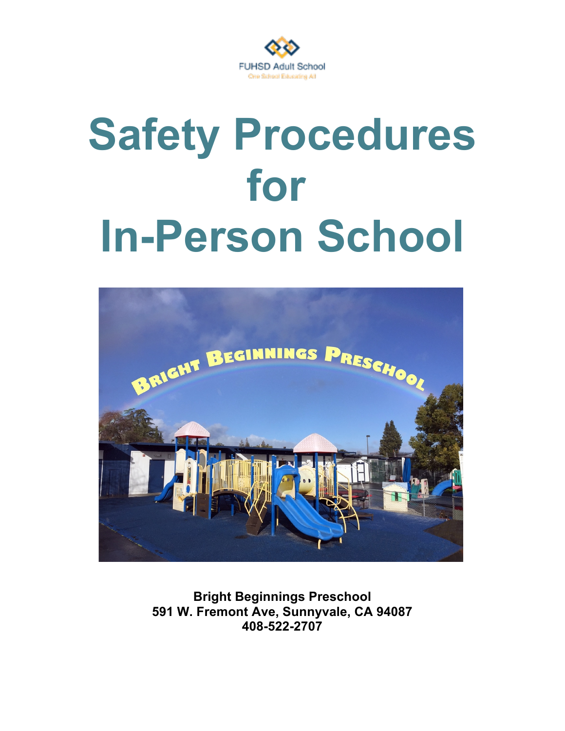FUHSD Adult School

One School Educating All

# Safety Procedures for In-Person School

**Bright Beginnings Preschool**
**591 W. Fremont Ave, Sunnyvale, CA 94087**
**408-522-2707**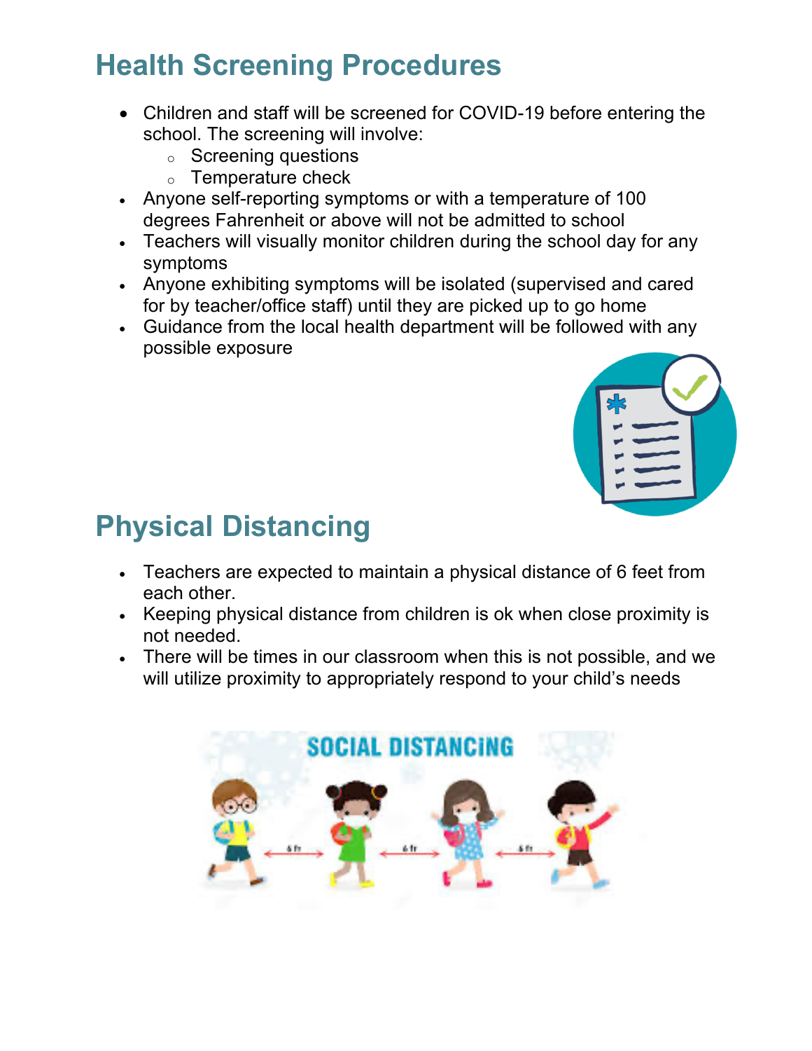## Health Screening Procedures

- Children and staff will be screened for COVID-19 before entering the school. The screening will involve:
  - Screening questions
  - Temperature check
- Anyone self-reporting symptoms or with a temperature of 100 degrees Fahrenheit or above will not be admitted to school
- Teachers will visually monitor children during the school day for any symptoms
- Anyone exhibiting symptoms will be isolated (supervised and cared for by teacher/office staff) until they are picked up to go home
- Guidance from the local health department will be followed with any possible exposure

## Physical Distancing

- Teachers are expected to maintain a physical distance of 6 feet from each other.
- Keeping physical distance from children is ok when close proximity is not needed.
- There will be times in our classroom when this is not possible, and we will utilize proximity to appropriately respond to your child's needs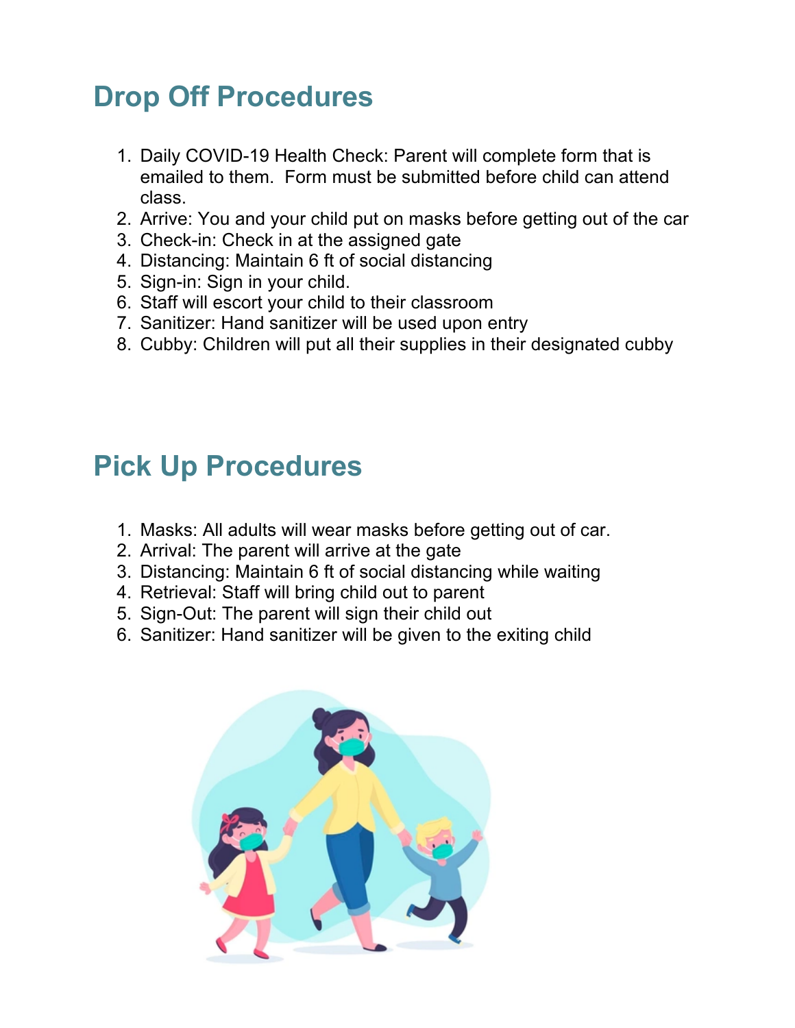## Drop Off Procedures

1. Daily COVID-19 Health Check: Parent will complete form that is emailed to them. Form must be submitted before child can attend class.
2. Arrive: You and your child put on masks before getting out of the car
3. Check-in: Check in at the assigned gate
4. Distancing: Maintain 6 ft of social distancing
5. Sign-in: Sign in your child.
6. Staff will escort your child to their classroom
7. Sanitizer: Hand sanitizer will be used upon entry
8. Cubby: Children will put all their supplies in their designated cubby

## Pick Up Procedures

1. Masks: All adults will wear masks before getting out of car.
2. Arrival: The parent will arrive at the gate
3. Distancing: Maintain 6 ft of social distancing while waiting
4. Retrieval: Staff will bring child out to parent
5. Sign-Out: The parent will sign their child out
6. Sanitizer: Hand sanitizer will be given to the exiting child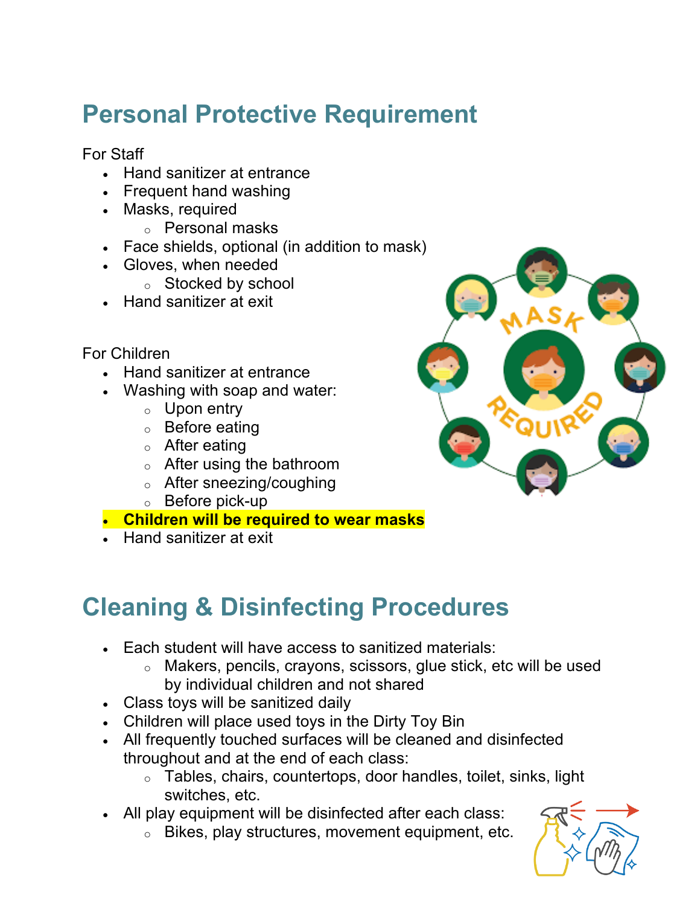# Personal Protective Requirement

For Staff

- Hand sanitizer at entrance
- Frequent hand washing
- Masks, required
  - Personal masks
- Face shields, optional (in addition to mask)
- Gloves, when needed
  - Stocked by school
- Hand sanitizer at exit

For Children

- Hand sanitizer at entrance
- Washing with soap and water:
  - Upon entry
  - Before eating
  - After eating
  - After using the bathroom
  - After sneezing/coughing
  - Before pick-up
- **Children will be required to wear masks**
- Hand sanitizer at exit

# Cleaning & Disinfecting Procedures

- Each student will have access to sanitized materials:
  - Makers, pencils, crayons, scissors, glue stick, etc will be used by individual children and not shared
- Class toys will be sanitized daily
- Children will place used toys in the Dirty Toy Bin
- All frequently touched surfaces will be cleaned and disinfected throughout and at the end of each class:
  - Tables, chairs, countertops, door handles, toilet, sinks, light switches, etc.
- All play equipment will be disinfected after each class:
  - Bikes, play structures, movement equipment, etc.